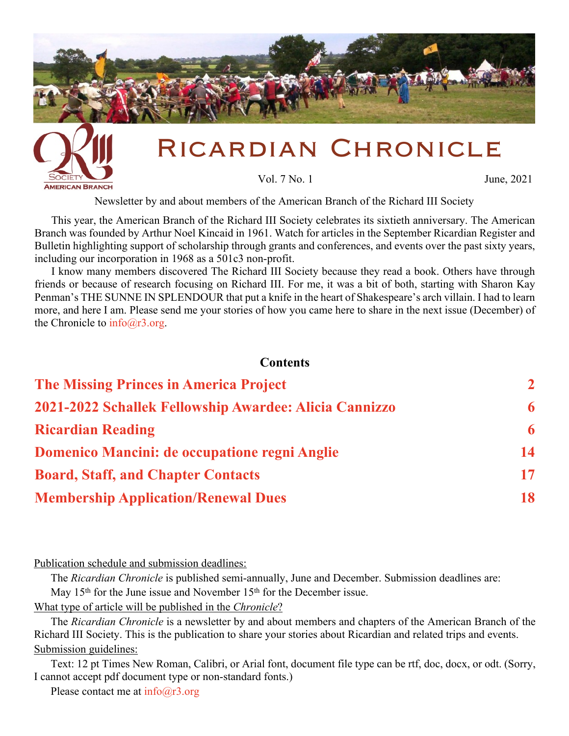# Ricardian Chronicle

Vol. 7 No. 1 June, 2021

Newsletter by and about members of the American Branch of the Richard III Society

This year, the American Branch of the Richard III Society celebrates its sixtieth anniversary. The American Branch was founded by Arthur Noel Kincaid in 1961. Watch for articles in the September Ricardian Register and Bulletin highlighting support of scholarship through grants and conferences, and events over the past sixty years, including our incorporation in 1968 as a 501c3 non-profit.

I know many members discovered The Richard III Society because they read a book. Others have through friends or because of research focusing on Richard III. For me, it was a bit of both, starting with Sharon Kay Penman's THE SUNNE IN SPLENDOUR that put a knife in the heart of Shakespeare's arch villain. I had to learn more, and here I am. Please send me your stories of how you came here to share in the next issue (December) of the Chronicle to info@r3.org.

## Contents

| | |
|---|---|
| **The Missing Princes in America Project** | **2** |
| **2021-2022 Schallek Fellowship Awardee: Alicia Cannizzo** | **6** |
| **Ricardian Reading** | **6** |
| **Domenico Mancini: de occupatione regni Anglie** | **14** |
| **Board, Staff, and Chapter Contacts** | **17** |
| **Membership Application/Renewal Dues** | **18** |

Publication schedule and submission deadlines:

The *Ricardian Chronicle* is published semi-annually, June and December. Submission deadlines are: May 15th for the June issue and November 15th for the December issue.

What type of article will be published in the *Chronicle*?

The *Ricardian Chronicle* is a newsletter by and about members and chapters of the American Branch of the Richard III Society. This is the publication to share your stories about Ricardian and related trips and events.

Submission guidelines:

Text: 12 pt Times New Roman, Calibri, or Arial font, document file type can be rtf, doc, docx, or odt. (Sorry, I cannot accept pdf document type or non-standard fonts.)

Please contact me at info@r3.org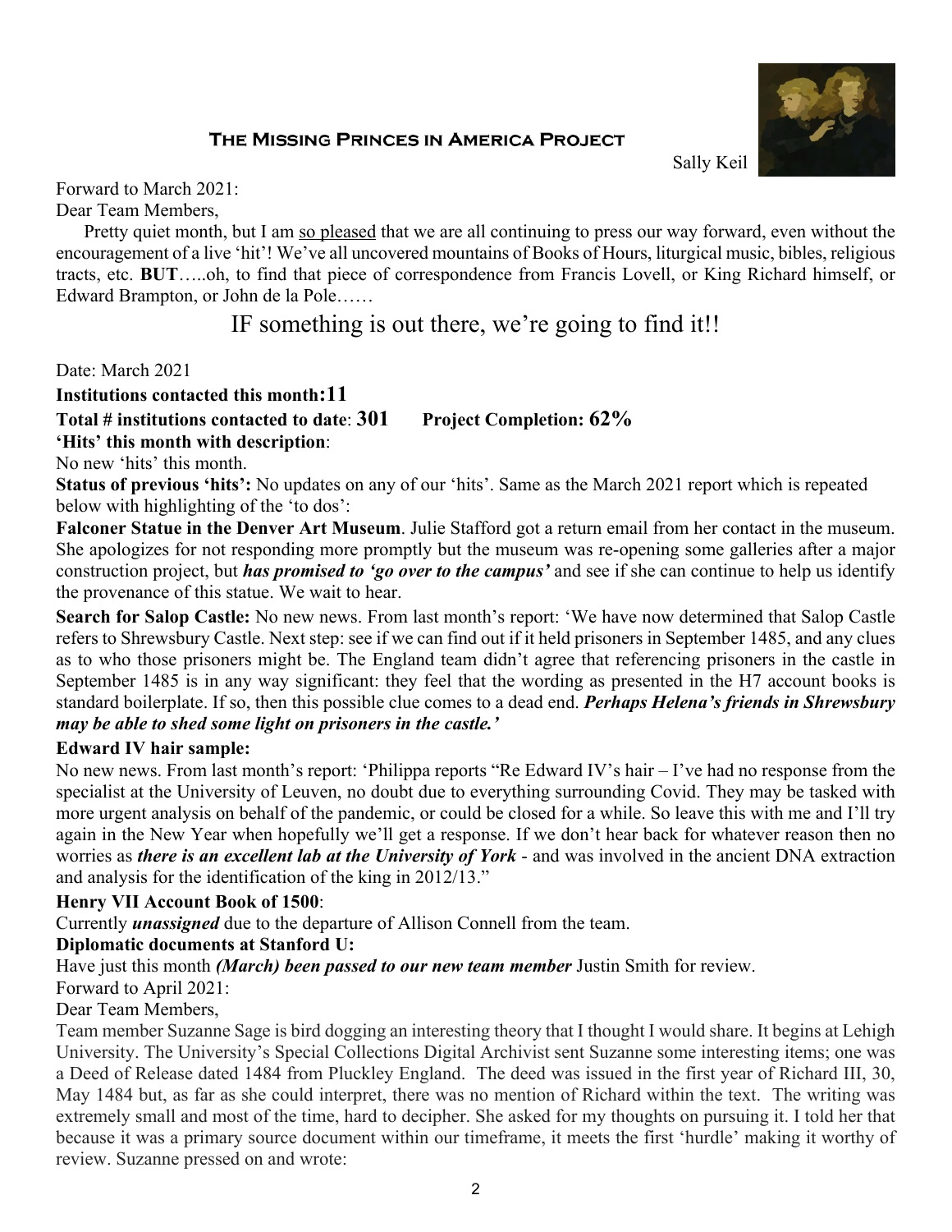### The Missing Princes in America Project

Sally Keil

Forward to March 2021:

Dear Team Members,

Pretty quiet month, but I am so pleased that we are all continuing to press our way forward, even without the encouragement of a live 'hit'! We've all uncovered mountains of Books of Hours, liturgical music, bibles, religious tracts, etc. **BUT**…..oh, to find that piece of correspondence from Francis Lovell, or King Richard himself, or Edward Brampton, or John de la Pole……

IF something is out there, we're going to find it!!

Date: March 2021

**Institutions contacted this month:11**

**Total # institutions contacted to date**: **301** **Project Completion: 62%**

**'Hits' this month with description**:

No new 'hits' this month.

**Status of previous 'hits':** No updates on any of our 'hits'. Same as the March 2021 report which is repeated below with highlighting of the 'to dos':

**Falconer Statue in the Denver Art Museum**. Julie Stafford got a return email from her contact in the museum. She apologizes for not responding more promptly but the museum was re-opening some galleries after a major construction project, but ***has promised to 'go over to the campus'*** and see if she can continue to help us identify the provenance of this statue. We wait to hear.

**Search for Salop Castle:** No new news. From last month's report: 'We have now determined that Salop Castle refers to Shrewsbury Castle. Next step: see if we can find out if it held prisoners in September 1485, and any clues as to who those prisoners might be. The England team didn't agree that referencing prisoners in the castle in September 1485 is in any way significant: they feel that the wording as presented in the H7 account books is standard boilerplate. If so, then this possible clue comes to a dead end. ***Perhaps Helena's friends in Shrewsbury may be able to shed some light on prisoners in the castle.'***

**Edward IV hair sample:**

No new news. From last month's report: 'Philippa reports "Re Edward IV's hair – I've had no response from the specialist at the University of Leuven, no doubt due to everything surrounding Covid. They may be tasked with more urgent analysis on behalf of the pandemic, or could be closed for a while. So leave this with me and I'll try again in the New Year when hopefully we'll get a response. If we don't hear back for whatever reason then no worries as ***there is an excellent lab at the University of York*** - and was involved in the ancient DNA extraction and analysis for the identification of the king in 2012/13."

**Henry VII Account Book of 1500**:

Currently ***unassigned*** due to the departure of Allison Connell from the team.

**Diplomatic documents at Stanford U:**

Have just this month ***(March) been passed to our new team member*** Justin Smith for review.

Forward to April 2021:

Dear Team Members,

Team member Suzanne Sage is bird dogging an interesting theory that I thought I would share. It begins at Lehigh University. The University's Special Collections Digital Archivist sent Suzanne some interesting items; one was a Deed of Release dated 1484 from Pluckley England. The deed was issued in the first year of Richard III, 30, May 1484 but, as far as she could interpret, there was no mention of Richard within the text. The writing was extremely small and most of the time, hard to decipher. She asked for my thoughts on pursuing it. I told her that because it was a primary source document within our timeframe, it meets the first 'hurdle' making it worthy of review. Suzanne pressed on and wrote: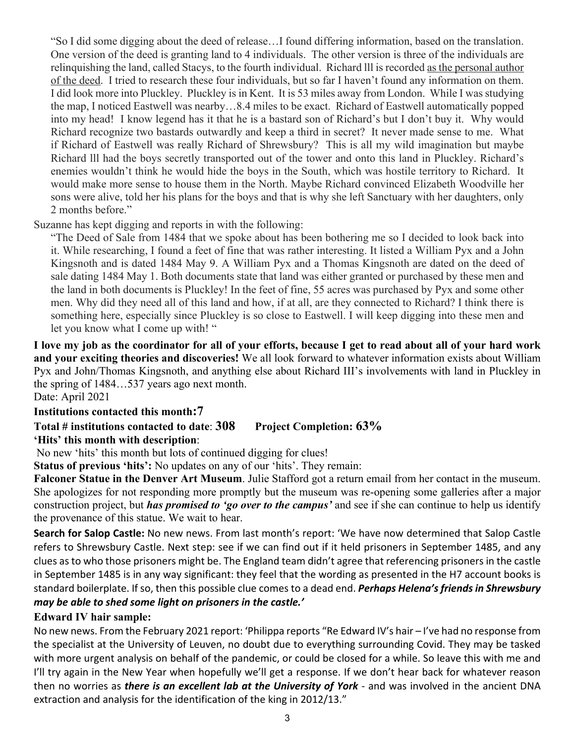"So I did some digging about the deed of release…I found differing information, based on the translation. One version of the deed is granting land to 4 individuals. The other version is three of the individuals are relinquishing the land, called Stacys, to the fourth individual. Richard lll is recorded as the personal author of the deed. I tried to research these four individuals, but so far I haven't found any information on them. I did look more into Pluckley. Pluckley is in Kent. It is 53 miles away from London. While I was studying the map, I noticed Eastwell was nearby…8.4 miles to be exact. Richard of Eastwell automatically popped into my head! I know legend has it that he is a bastard son of Richard's but I don't buy it. Why would Richard recognize two bastards outwardly and keep a third in secret? It never made sense to me. What if Richard of Eastwell was really Richard of Shrewsbury? This is all my wild imagination but maybe Richard lll had the boys secretly transported out of the tower and onto this land in Pluckley. Richard's enemies wouldn't think he would hide the boys in the South, which was hostile territory to Richard. It would make more sense to house them in the North. Maybe Richard convinced Elizabeth Woodville her sons were alive, told her his plans for the boys and that is why she left Sanctuary with her daughters, only 2 months before."

Suzanne has kept digging and reports in with the following:

"The Deed of Sale from 1484 that we spoke about has been bothering me so I decided to look back into it. While researching, I found a feet of fine that was rather interesting. It listed a William Pyx and a John Kingsnoth and is dated 1484 May 9. A William Pyx and a Thomas Kingsnoth are dated on the deed of sale dating 1484 May 1. Both documents state that land was either granted or purchased by these men and the land in both documents is Pluckley! In the feet of fine, 55 acres was purchased by Pyx and some other men. Why did they need all of this land and how, if at all, are they connected to Richard? I think there is something here, especially since Pluckley is so close to Eastwell. I will keep digging into these men and let you know what I come up with! "

**I love my job as the coordinator for all of your efforts, because I get to read about all of your hard work and your exciting theories and discoveries!** We all look forward to whatever information exists about William Pyx and John/Thomas Kingsnoth, and anything else about Richard III's involvements with land in Pluckley in the spring of 1484…537 years ago next month.

Date: April 2021

**Institutions contacted this month: 7**

**Total # institutions contacted to date: 308 Project Completion: 63%**

**'Hits' this month with description**:

No new 'hits' this month but lots of continued digging for clues!

**Status of previous 'hits':** No updates on any of our 'hits'. They remain:

**Falconer Statue in the Denver Art Museum**. Julie Stafford got a return email from her contact in the museum. She apologizes for not responding more promptly but the museum was re-opening some galleries after a major construction project, but ***has promised to 'go over to the campus'*** and see if she can continue to help us identify the provenance of this statue. We wait to hear.

**Search for Salop Castle:** No new news. From last month's report: 'We have now determined that Salop Castle refers to Shrewsbury Castle. Next step: see if we can find out if it held prisoners in September 1485, and any clues as to who those prisoners might be. The England team didn't agree that referencing prisoners in the castle in September 1485 is in any way significant: they feel that the wording as presented in the H7 account books is standard boilerplate. If so, then this possible clue comes to a dead end. ***Perhaps Helena's friends in Shrewsbury may be able to shed some light on prisoners in the castle.'***

**Edward IV hair sample:**

No new news. From the February 2021 report: 'Philippa reports "Re Edward IV's hair – I've had no response from the specialist at the University of Leuven, no doubt due to everything surrounding Covid. They may be tasked with more urgent analysis on behalf of the pandemic, or could be closed for a while. So leave this with me and I'll try again in the New Year when hopefully we'll get a response. If we don't hear back for whatever reason then no worries as ***there is an excellent lab at the University of York*** - and was involved in the ancient DNA extraction and analysis for the identification of the king in 2012/13."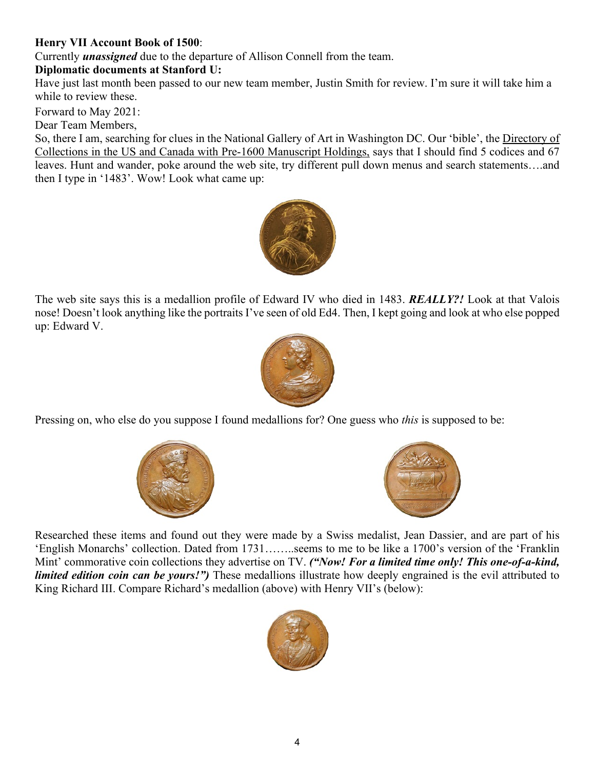**Henry VII Account Book of 1500**:

Currently ***unassigned*** due to the departure of Allison Connell from the team.

**Diplomatic documents at Stanford U:**

Have just last month been passed to our new team member, Justin Smith for review. I'm sure it will take him a while to review these.

Forward to May 2021:

Dear Team Members,

So, there I am, searching for clues in the National Gallery of Art in Washington DC. Our 'bible', the Directory of Collections in the US and Canada with Pre-1600 Manuscript Holdings, says that I should find 5 codices and 67 leaves. Hunt and wander, poke around the web site, try different pull down menus and search statements….and then I type in '1483'. Wow! Look what came up:

The web site says this is a medallion profile of Edward IV who died in 1483. ***REALLY?!*** Look at that Valois nose! Doesn't look anything like the portraits I've seen of old Ed4. Then, I kept going and look at who else popped up: Edward V.

Pressing on, who else do you suppose I found medallions for? One guess who *this* is supposed to be:

Researched these items and found out they were made by a Swiss medalist, Jean Dassier, and are part of his 'English Monarchs' collection. Dated from 1731……..seems to me to be like a 1700's version of the 'Franklin Mint' commorative coin collections they advertise on TV. ***("Now! For a limited time only! This one-of-a-kind, limited edition coin can be yours!")*** These medallions illustrate how deeply engrained is the evil attributed to King Richard III. Compare Richard's medallion (above) with Henry VII's (below):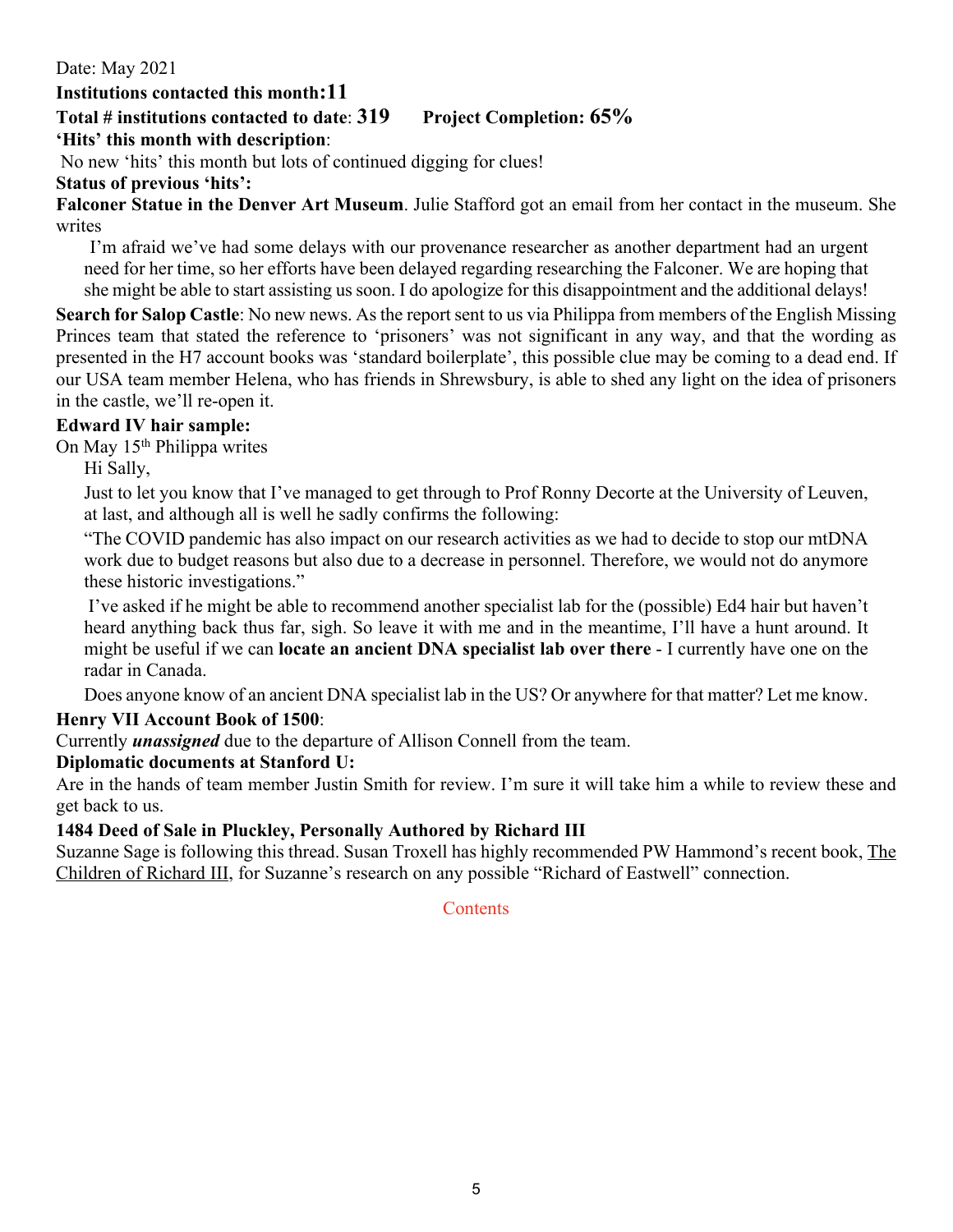Date: May 2021

**Institutions contacted this month: 11**

**Total # institutions contacted to date: 319    Project Completion: 65%**

**'Hits' this month with description:**

No new 'hits' this month but lots of continued digging for clues!

**Status of previous 'hits':**

**Falconer Statue in the Denver Art Museum**. Julie Stafford got an email from her contact in the museum. She writes

> I'm afraid we've had some delays with our provenance researcher as another department had an urgent need for her time, so her efforts have been delayed regarding researching the Falconer. We are hoping that she might be able to start assisting us soon. I do apologize for this disappointment and the additional delays!

**Search for Salop Castle**: No new news. As the report sent to us via Philippa from members of the English Missing Princes team that stated the reference to 'prisoners' was not significant in any way, and that the wording as presented in the H7 account books was 'standard boilerplate', this possible clue may be coming to a dead end. If our USA team member Helena, who has friends in Shrewsbury, is able to shed any light on the idea of prisoners in the castle, we'll re-open it.

**Edward IV hair sample:**

On May 15th Philippa writes

> Hi Sally,
>
> Just to let you know that I've managed to get through to Prof Ronny Decorte at the University of Leuven, at last, and although all is well he sadly confirms the following:
>
> "The COVID pandemic has also impact on our research activities as we had to decide to stop our mtDNA work due to budget reasons but also due to a decrease in personnel. Therefore, we would not do anymore these historic investigations."
>
> I've asked if he might be able to recommend another specialist lab for the (possible) Ed4 hair but haven't heard anything back thus far, sigh. So leave it with me and in the meantime, I'll have a hunt around. It might be useful if we can **locate an ancient DNA specialist lab over there** - I currently have one on the radar in Canada.
>
> Does anyone know of an ancient DNA specialist lab in the US? Or anywhere for that matter? Let me know.

**Henry VII Account Book of 1500**:

Currently ***unassigned*** due to the departure of Allison Connell from the team.

**Diplomatic documents at Stanford U:**

Are in the hands of team member Justin Smith for review. I'm sure it will take him a while to review these and get back to us.

**1484 Deed of Sale in Pluckley, Personally Authored by Richard III**

Suzanne Sage is following this thread. Susan Troxell has highly recommended PW Hammond's recent book, The Children of Richard III, for Suzanne's research on any possible "Richard of Eastwell" connection.

Contents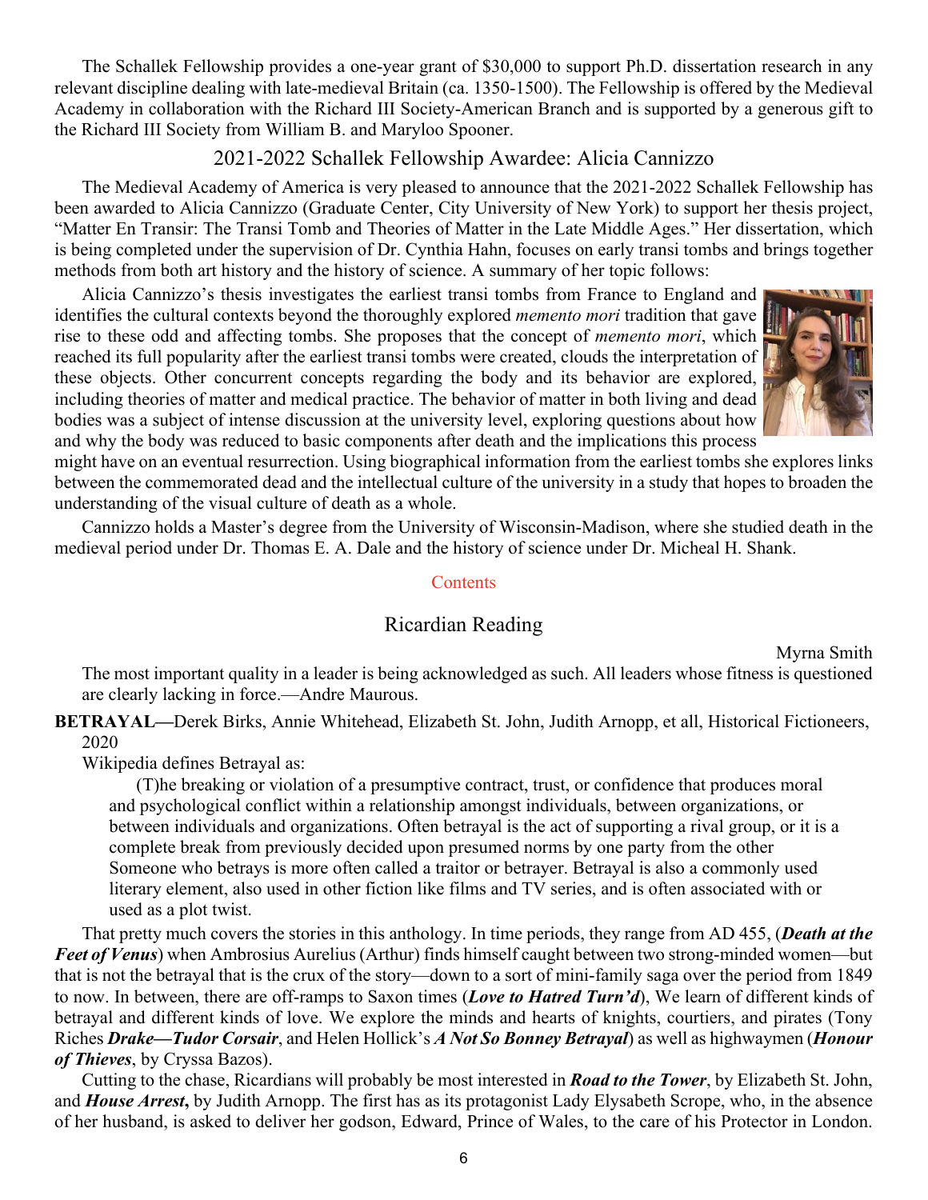The Schallek Fellowship provides a one-year grant of $30,000 to support Ph.D. dissertation research in any relevant discipline dealing with late-medieval Britain (ca. 1350-1500). The Fellowship is offered by the Medieval Academy in collaboration with the Richard III Society-American Branch and is supported by a generous gift to the Richard III Society from William B. and Maryloo Spooner.

## 2021-2022 Schallek Fellowship Awardee: Alicia Cannizzo

The Medieval Academy of America is very pleased to announce that the 2021-2022 Schallek Fellowship has been awarded to Alicia Cannizzo (Graduate Center, City University of New York) to support her thesis project, "Matter En Transir: The Transi Tomb and Theories of Matter in the Late Middle Ages." Her dissertation, which is being completed under the supervision of Dr. Cynthia Hahn, focuses on early transi tombs and brings together methods from both art history and the history of science. A summary of her topic follows:

Alicia Cannizzo's thesis investigates the earliest transi tombs from France to England and identifies the cultural contexts beyond the thoroughly explored *memento mori* tradition that gave rise to these odd and affecting tombs. She proposes that the concept of *memento mori*, which reached its full popularity after the earliest transi tombs were created, clouds the interpretation of these objects. Other concurrent concepts regarding the body and its behavior are explored, including theories of matter and medical practice. The behavior of matter in both living and dead bodies was a subject of intense discussion at the university level, exploring questions about how and why the body was reduced to basic components after death and the implications this process might have on an eventual resurrection. Using biographical information from the earliest tombs she explores links between the commemorated dead and the intellectual culture of the university in a study that hopes to broaden the understanding of the visual culture of death as a whole.

Cannizzo holds a Master's degree from the University of Wisconsin-Madison, where she studied death in the medieval period under Dr. Thomas E. A. Dale and the history of science under Dr. Micheal H. Shank.

Contents

## Ricardian Reading

Myrna Smith

The most important quality in a leader is being acknowledged as such. All leaders whose fitness is questioned are clearly lacking in force.—Andre Maurous.

**BETRAYAL—**Derek Birks, Annie Whitehead, Elizabeth St. John, Judith Arnopp, et all, Historical Fictioneers, 2020

Wikipedia defines Betrayal as:

> (T)he breaking or violation of a presumptive contract, trust, or confidence that produces moral and psychological conflict within a relationship amongst individuals, between organizations, or between individuals and organizations. Often betrayal is the act of supporting a rival group, or it is a complete break from previously decided upon presumed norms by one party from the other Someone who betrays is more often called a traitor or betrayer. Betrayal is also a commonly used literary element, also used in other fiction like films and TV series, and is often associated with or used as a plot twist.

That pretty much covers the stories in this anthology. In time periods, they range from AD 455, (***Death at the Feet of Venus***) when Ambrosius Aurelius (Arthur) finds himself caught between two strong-minded women—but that is not the betrayal that is the crux of the story—down to a sort of mini-family saga over the period from 1849 to now. In between, there are off-ramps to Saxon times (***Love to Hatred Turn'd***), We learn of different kinds of betrayal and different kinds of love. We explore the minds and hearts of knights, courtiers, and pirates (Tony Riches ***Drake—Tudor Corsair***, and Helen Hollick's ***A Not So Bonney Betrayal***) as well as highwaymen (***Honour of Thieves***, by Cryssa Bazos).

Cutting to the chase, Ricardians will probably be most interested in ***Road to the Tower***, by Elizabeth St. John, and ***House Arrest*****,** by Judith Arnopp. The first has as its protagonist Lady Elysabeth Scrope, who, in the absence of her husband, is asked to deliver her godson, Edward, Prince of Wales, to the care of his Protector in London.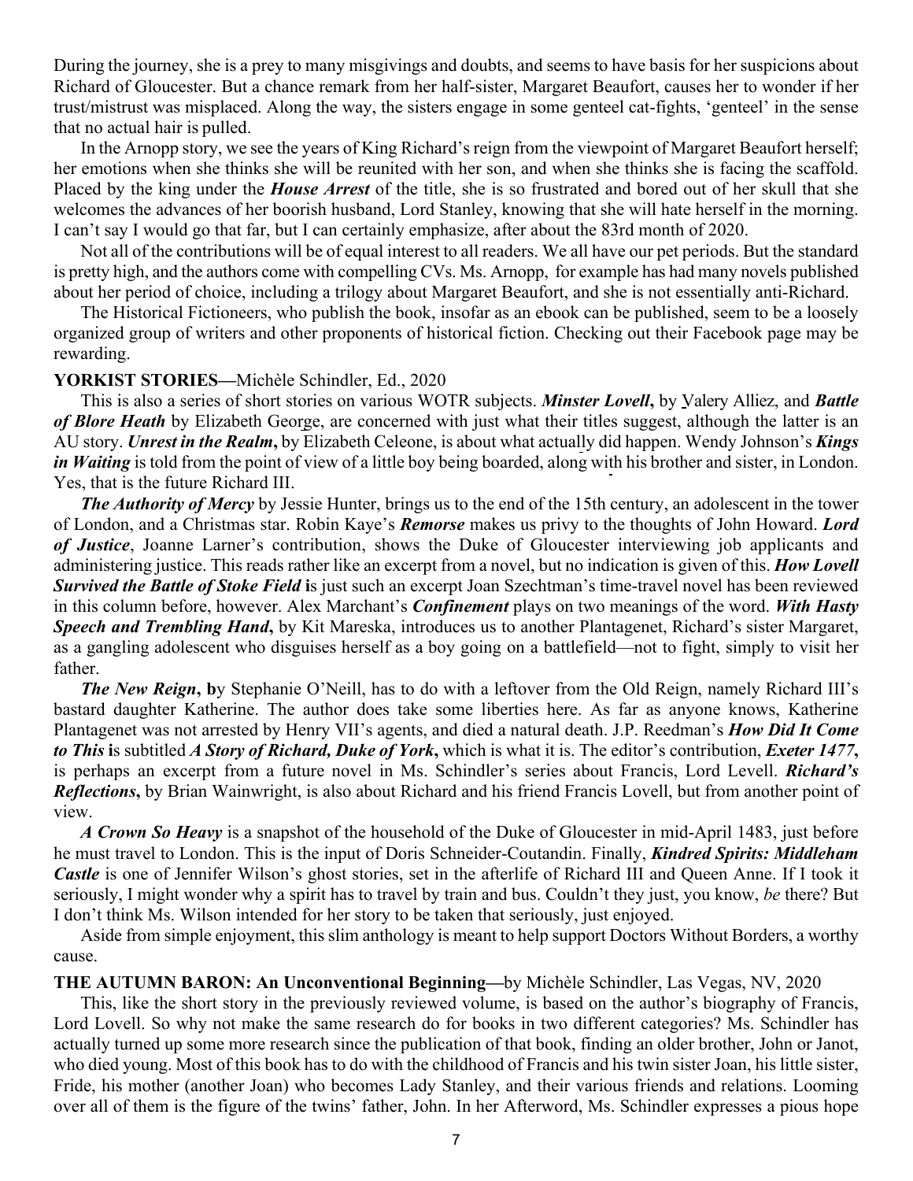During the journey, she is a prey to many misgivings and doubts, and seems to have basis for her suspicions about Richard of Gloucester. But a chance remark from her half-sister, Margaret Beaufort, causes her to wonder if her trust/mistrust was misplaced. Along the way, the sisters engage in some genteel cat-fights, 'genteel' in the sense that no actual hair is pulled.

In the Arnopp story, we see the years of King Richard's reign from the viewpoint of Margaret Beaufort herself; her emotions when she thinks she will be reunited with her son, and when she thinks she is facing the scaffold. Placed by the king under the ***House Arrest*** of the title, she is so frustrated and bored out of her skull that she welcomes the advances of her boorish husband, Lord Stanley, knowing that she will hate herself in the morning. I can't say I would go that far, but I can certainly emphasize, after about the 83rd month of 2020.

Not all of the contributions will be of equal interest to all readers. We all have our pet periods. But the standard is pretty high, and the authors come with compelling CVs. Ms. Arnopp, for example has had many novels published about her period of choice, including a trilogy about Margaret Beaufort, and she is not essentially anti-Richard.

The Historical Fictioneers, who publish the book, insofar as an ebook can be published, seem to be a loosely organized group of writers and other proponents of historical fiction. Checking out their Facebook page may be rewarding.

**YORKIST STORIES—**Michèle Schindler, Ed., 2020

This is also a series of short stories on various WOTR subjects. ***Minster Lovell*****,** by Valery Alliez, and ***Battle of Blore Heath*** by Elizabeth George, are concerned with just what their titles suggest, although the latter is an AU story. ***Unrest in the Realm*****,** by Elizabeth Celeone, is about what actually did happen. Wendy Johnson's ***Kings in Waiting*** is told from the point of view of a little boy being boarded, along with his brother and sister, in London. Yes, that is the future Richard III.

***The Authority of Mercy*** by Jessie Hunter, brings us to the end of the 15th century, an adolescent in the tower of London, and a Christmas star. Robin Kaye's ***Remorse*** makes us privy to the thoughts of John Howard. ***Lord of Justice***, Joanne Larner's contribution, shows the Duke of Gloucester interviewing job applicants and administering justice. This reads rather like an excerpt from a novel, but no indication is given of this. ***How Lovell Survived the Battle of Stoke Field*** **i**s just such an excerpt Joan Szechtman's time-travel novel has been reviewed in this column before, however. Alex Marchant's ***Confinement*** plays on two meanings of the word. ***With Hasty Speech and Trembling Hand*****,** by Kit Mareska, introduces us to another Plantagenet, Richard's sister Margaret, as a gangling adolescent who disguises herself as a boy going on a battlefield—not to fight, simply to visit her father.

***The New Reign*****, b**y Stephanie O'Neill, has to do with a leftover from the Old Reign, namely Richard III's bastard daughter Katherine. The author does take some liberties here. As far as anyone knows, Katherine Plantagenet was not arrested by Henry VII's agents, and died a natural death. J.P. Reedman's ***How Did It Come to This*** **i**s subtitled ***A Story of Richard, Duke of York*****,** which is what it is. The editor's contribution, ***Exeter 1477*****,** is perhaps an excerpt from a future novel in Ms. Schindler's series about Francis, Lord Levell. ***Richard's Reflections*****,** by Brian Wainwright, is also about Richard and his friend Francis Lovell, but from another point of view.

***A Crown So Heavy*** is a snapshot of the household of the Duke of Gloucester in mid-April 1483, just before he must travel to London. This is the input of Doris Schneider-Coutandin. Finally, ***Kindred Spirits: Middleham Castle*** is one of Jennifer Wilson's ghost stories, set in the afterlife of Richard III and Queen Anne. If I took it seriously, I might wonder why a spirit has to travel by train and bus. Couldn't they just, you know, *be* there? But I don't think Ms. Wilson intended for her story to be taken that seriously, just enjoyed.

Aside from simple enjoyment, this slim anthology is meant to help support Doctors Without Borders, a worthy cause.

**THE AUTUMN BARON: An Unconventional Beginning—**by Michèle Schindler, Las Vegas, NV, 2020

This, like the short story in the previously reviewed volume, is based on the author's biography of Francis, Lord Lovell. So why not make the same research do for books in two different categories? Ms. Schindler has actually turned up some more research since the publication of that book, finding an older brother, John or Janot, who died young. Most of this book has to do with the childhood of Francis and his twin sister Joan, his little sister, Fride, his mother (another Joan) who becomes Lady Stanley, and their various friends and relations. Looming over all of them is the figure of the twins' father, John. In her Afterword, Ms. Schindler expresses a pious hope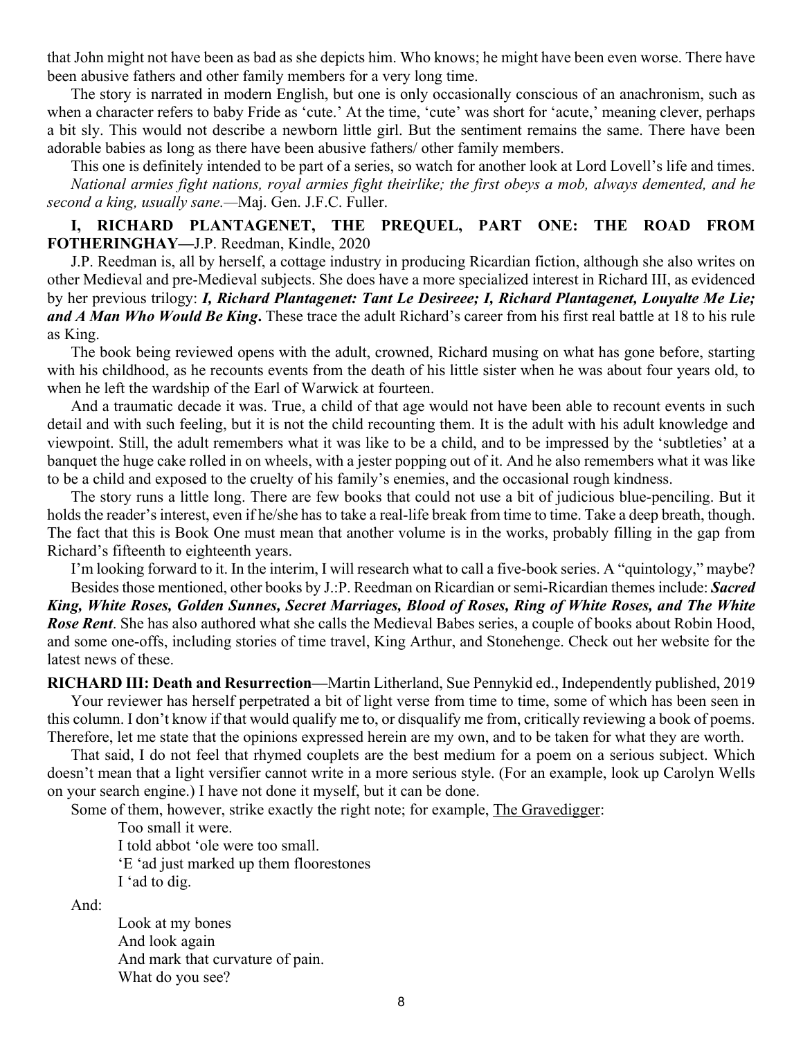that John might not have been as bad as she depicts him. Who knows; he might have been even worse. There have been abusive fathers and other family members for a very long time.

The story is narrated in modern English, but one is only occasionally conscious of an anachronism, such as when a character refers to baby Fride as 'cute.' At the time, 'cute' was short for 'acute,' meaning clever, perhaps a bit sly. This would not describe a newborn little girl. But the sentiment remains the same. There have been adorable babies as long as there have been abusive fathers/ other family members.

This one is definitely intended to be part of a series, so watch for another look at Lord Lovell's life and times.

*National armies fight nations, royal armies fight theirlike; the first obeys a mob, always demented, and he second a king, usually sane.*—Maj. Gen. J.F.C. Fuller.

**I, RICHARD PLANTAGENET, THE PREQUEL, PART ONE: THE ROAD FROM FOTHERINGHAY—**J.P. Reedman, Kindle, 2020

J.P. Reedman is, all by herself, a cottage industry in producing Ricardian fiction, although she also writes on other Medieval and pre-Medieval subjects. She does have a more specialized interest in Richard III, as evidenced by her previous trilogy: ***I, Richard Plantagenet: Tant Le Desireee; I, Richard Plantagenet, Louyalte Me Lie; and A Man Who Would Be King***. These trace the adult Richard's career from his first real battle at 18 to his rule as King.

The book being reviewed opens with the adult, crowned, Richard musing on what has gone before, starting with his childhood, as he recounts events from the death of his little sister when he was about four years old, to when he left the wardship of the Earl of Warwick at fourteen.

And a traumatic decade it was. True, a child of that age would not have been able to recount events in such detail and with such feeling, but it is not the child recounting them. It is the adult with his adult knowledge and viewpoint. Still, the adult remembers what it was like to be a child, and to be impressed by the 'subtleties' at a banquet the huge cake rolled in on wheels, with a jester popping out of it. And he also remembers what it was like to be a child and exposed to the cruelty of his family's enemies, and the occasional rough kindness.

The story runs a little long. There are few books that could not use a bit of judicious blue-penciling. But it holds the reader's interest, even if he/she has to take a real-life break from time to time. Take a deep breath, though. The fact that this is Book One must mean that another volume is in the works, probably filling in the gap from Richard's fifteenth to eighteenth years.

I'm looking forward to it. In the interim, I will research what to call a five-book series. A "quintology," maybe?

Besides those mentioned, other books by J.:P. Reedman on Ricardian or semi-Ricardian themes include: ***Sacred King, White Roses, Golden Sunnes, Secret Marriages, Blood of Roses, Ring of White Roses, and The White Rose Rent***. She has also authored what she calls the Medieval Babes series, a couple of books about Robin Hood, and some one-offs, including stories of time travel, King Arthur, and Stonehenge. Check out her website for the latest news of these.

**RICHARD III: Death and Resurrection—**Martin Litherland, Sue Pennykid ed., Independently published, 2019

Your reviewer has herself perpetrated a bit of light verse from time to time, some of which has been seen in this column. I don't know if that would qualify me to, or disqualify me from, critically reviewing a book of poems. Therefore, let me state that the opinions expressed herein are my own, and to be taken for what they are worth.

That said, I do not feel that rhymed couplets are the best medium for a poem on a serious subject. Which doesn't mean that a light versifier cannot write in a more serious style. (For an example, look up Carolyn Wells on your search engine.) I have not done it myself, but it can be done.

Some of them, however, strike exactly the right note; for example, <u>The Gravedigger</u>:

> Too small it were.
> I told abbot 'ole were too small.
> 'E 'ad just marked up them floorestones
> I 'ad to dig.

And:

> Look at my bones
> And look again
> And mark that curvature of pain.
> What do you see?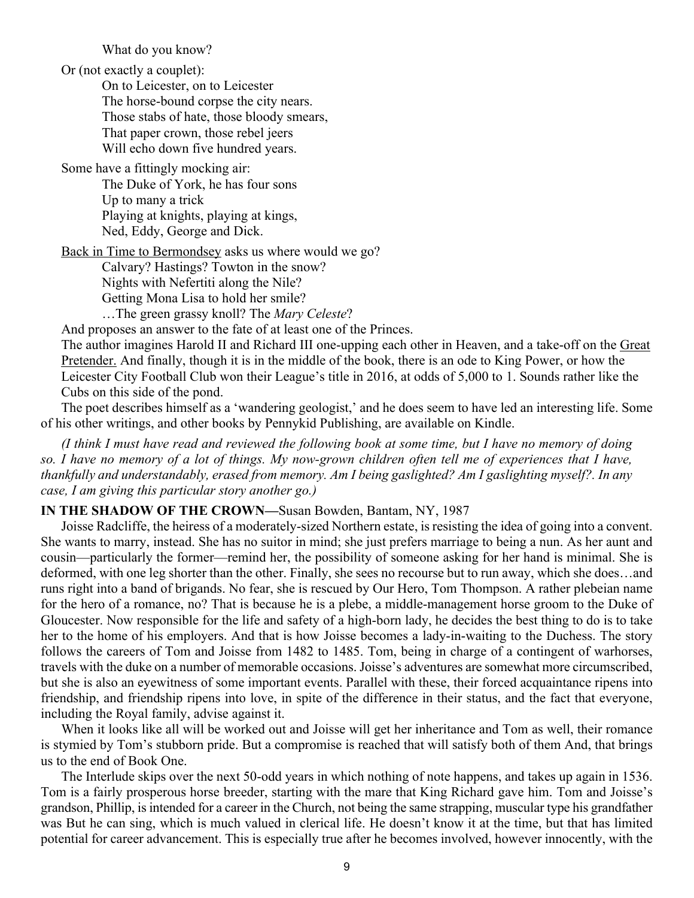What do you know?

Or (not exactly a couplet):

On to Leicester, on to Leicester
The horse-bound corpse the city nears.
Those stabs of hate, those bloody smears,
That paper crown, those rebel jeers
Will echo down five hundred years.

Some have a fittingly mocking air:

The Duke of York, he has four sons
Up to many a trick
Playing at knights, playing at kings,
Ned, Eddy, George and Dick.

Back in Time to Bermondsey asks us where would we go?

Calvary? Hastings? Towton in the snow?
Nights with Nefertiti along the Nile?
Getting Mona Lisa to hold her smile?
…The green grassy knoll? The *Mary Celeste*?

And proposes an answer to the fate of at least one of the Princes.

The author imagines Harold II and Richard III one-upping each other in Heaven, and a take-off on the Great Pretender. And finally, though it is in the middle of the book, there is an ode to King Power, or how the Leicester City Football Club won their League's title in 2016, at odds of 5,000 to 1. Sounds rather like the Cubs on this side of the pond.

The poet describes himself as a 'wandering geologist,' and he does seem to have led an interesting life. Some of his other writings, and other books by Pennykid Publishing, are available on Kindle.

*(I think I must have read and reviewed the following book at some time, but I have no memory of doing so. I have no memory of a lot of things. My now-grown children often tell me of experiences that I have, thankfully and understandably, erased from memory. Am I being gaslighted? Am I gaslighting myself?. In any case, I am giving this particular story another go.)*

**IN THE SHADOW OF THE CROWN—**Susan Bowden, Bantam, NY, 1987

Joisse Radcliffe, the heiress of a moderately-sized Northern estate, is resisting the idea of going into a convent. She wants to marry, instead. She has no suitor in mind; she just prefers marriage to being a nun. As her aunt and cousin—particularly the former—remind her, the possibility of someone asking for her hand is minimal. She is deformed, with one leg shorter than the other. Finally, she sees no recourse but to run away, which she does…and runs right into a band of brigands. No fear, she is rescued by Our Hero, Tom Thompson. A rather plebeian name for the hero of a romance, no? That is because he is a plebe, a middle-management horse groom to the Duke of Gloucester. Now responsible for the life and safety of a high-born lady, he decides the best thing to do is to take her to the home of his employers. And that is how Joisse becomes a lady-in-waiting to the Duchess. The story follows the careers of Tom and Joisse from 1482 to 1485. Tom, being in charge of a contingent of warhorses, travels with the duke on a number of memorable occasions. Joisse's adventures are somewhat more circumscribed, but she is also an eyewitness of some important events. Parallel with these, their forced acquaintance ripens into friendship, and friendship ripens into love, in spite of the difference in their status, and the fact that everyone, including the Royal family, advise against it.

When it looks like all will be worked out and Joisse will get her inheritance and Tom as well, their romance is stymied by Tom's stubborn pride. But a compromise is reached that will satisfy both of them And, that brings us to the end of Book One.

The Interlude skips over the next 50-odd years in which nothing of note happens, and takes up again in 1536. Tom is a fairly prosperous horse breeder, starting with the mare that King Richard gave him. Tom and Joisse's grandson, Phillip, is intended for a career in the Church, not being the same strapping, muscular type his grandfather was But he can sing, which is much valued in clerical life. He doesn't know it at the time, but that has limited potential for career advancement. This is especially true after he becomes involved, however innocently, with the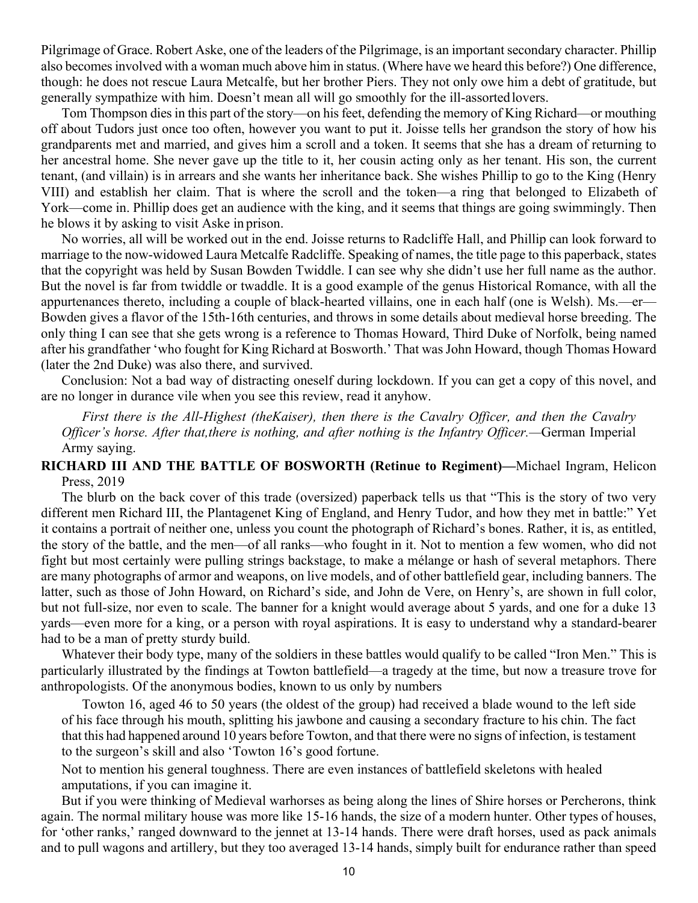Pilgrimage of Grace. Robert Aske, one of the leaders of the Pilgrimage, is an important secondary character. Phillip also becomes involved with a woman much above him in status. (Where have we heard this before?) One difference, though: he does not rescue Laura Metcalfe, but her brother Piers. They not only owe him a debt of gratitude, but generally sympathize with him. Doesn't mean all will go smoothly for the ill-assorted lovers.

Tom Thompson dies in this part of the story—on his feet, defending the memory of King Richard—or mouthing off about Tudors just once too often, however you want to put it. Joisse tells her grandson the story of how his grandparents met and married, and gives him a scroll and a token. It seems that she has a dream of returning to her ancestral home. She never gave up the title to it, her cousin acting only as her tenant. His son, the current tenant, (and villain) is in arrears and she wants her inheritance back. She wishes Phillip to go to the King (Henry VIII) and establish her claim. That is where the scroll and the token—a ring that belonged to Elizabeth of York—come in. Phillip does get an audience with the king, and it seems that things are going swimmingly. Then he blows it by asking to visit Aske in prison.

No worries, all will be worked out in the end. Joisse returns to Radcliffe Hall, and Phillip can look forward to marriage to the now-widowed Laura Metcalfe Radcliffe. Speaking of names, the title page to this paperback, states that the copyright was held by Susan Bowden Twiddle. I can see why she didn't use her full name as the author. But the novel is far from twiddle or twaddle. It is a good example of the genus Historical Romance, with all the appurtenances thereto, including a couple of black-hearted villains, one in each half (one is Welsh). Ms.—er—Bowden gives a flavor of the 15th-16th centuries, and throws in some details about medieval horse breeding. The only thing I can see that she gets wrong is a reference to Thomas Howard, Third Duke of Norfolk, being named after his grandfather 'who fought for King Richard at Bosworth.' That was John Howard, though Thomas Howard (later the 2nd Duke) was also there, and survived.

Conclusion: Not a bad way of distracting oneself during lockdown. If you can get a copy of this novel, and are no longer in durance vile when you see this review, read it anyhow.

> *First there is the All-Highest (theKaiser), then there is the Cavalry Officer, and then the Cavalry Officer's horse. After that,there is nothing, and after nothing is the Infantry Officer.*—German Imperial Army saying.

**RICHARD III AND THE BATTLE OF BOSWORTH (Retinue to Regiment)—**Michael Ingram, Helicon Press, 2019

The blurb on the back cover of this trade (oversized) paperback tells us that "This is the story of two very different men Richard III, the Plantagenet King of England, and Henry Tudor, and how they met in battle:" Yet it contains a portrait of neither one, unless you count the photograph of Richard's bones. Rather, it is, as entitled, the story of the battle, and the men—of all ranks—who fought in it. Not to mention a few women, who did not fight but most certainly were pulling strings backstage, to make a mélange or hash of several metaphors. There are many photographs of armor and weapons, on live models, and of other battlefield gear, including banners. The latter, such as those of John Howard, on Richard's side, and John de Vere, on Henry's, are shown in full color, but not full-size, nor even to scale. The banner for a knight would average about 5 yards, and one for a duke 13 yards—even more for a king, or a person with royal aspirations. It is easy to understand why a standard-bearer had to be a man of pretty sturdy build.

Whatever their body type, many of the soldiers in these battles would qualify to be called "Iron Men." This is particularly illustrated by the findings at Towton battlefield—a tragedy at the time, but now a treasure trove for anthropologists. Of the anonymous bodies, known to us only by numbers

> Towton 16, aged 46 to 50 years (the oldest of the group) had received a blade wound to the left side of his face through his mouth, splitting his jawbone and causing a secondary fracture to his chin. The fact that this had happened around 10 years before Towton, and that there were no signs of infection, is testament to the surgeon's skill and also 'Towton 16's good fortune.

Not to mention his general toughness. There are even instances of battlefield skeletons with healed amputations, if you can imagine it.

But if you were thinking of Medieval warhorses as being along the lines of Shire horses or Percherons, think again. The normal military house was more like 15-16 hands, the size of a modern hunter. Other types of houses, for 'other ranks,' ranged downward to the jennet at 13-14 hands. There were draft horses, used as pack animals and to pull wagons and artillery, but they too averaged 13-14 hands, simply built for endurance rather than speed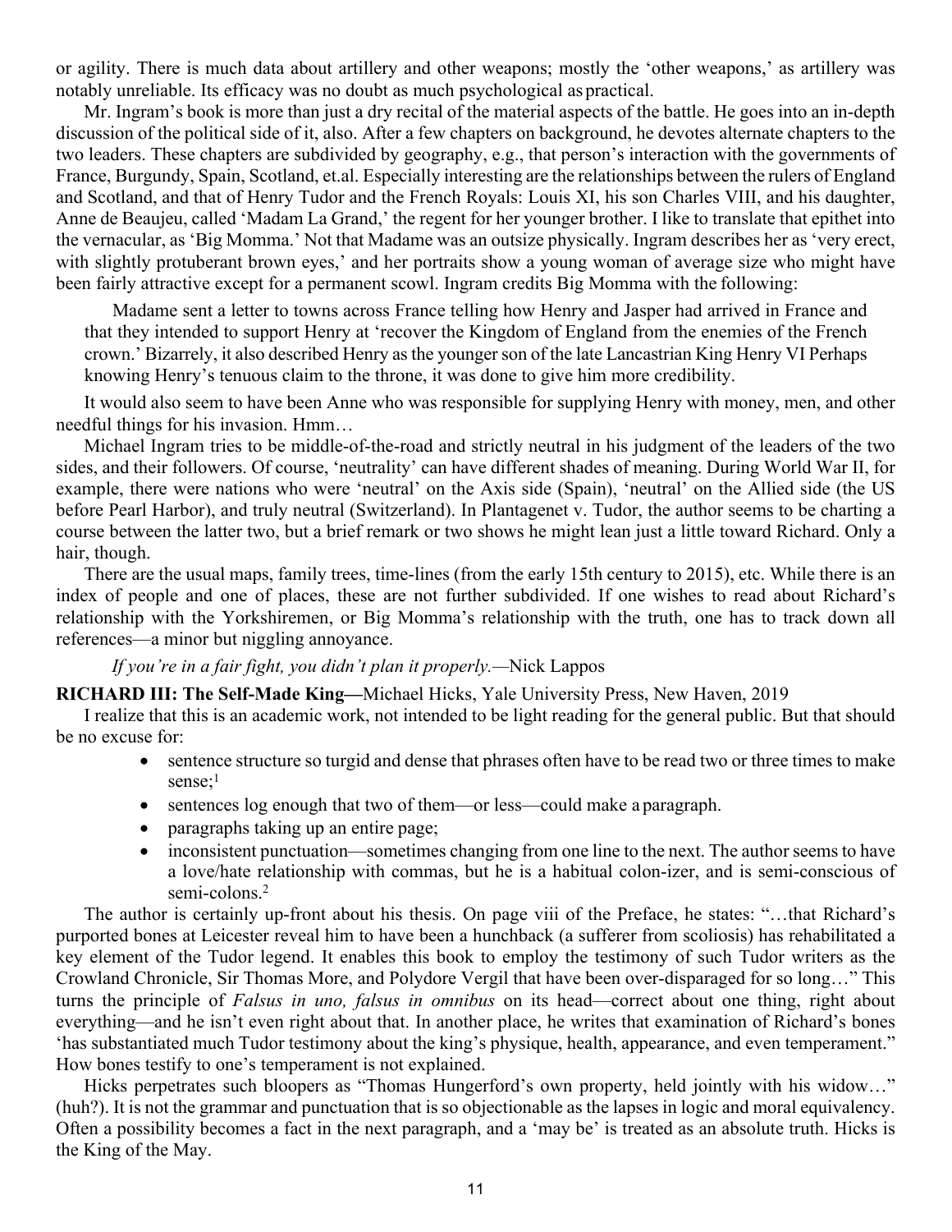or agility. There is much data about artillery and other weapons; mostly the 'other weapons,' as artillery was notably unreliable. Its efficacy was no doubt as much psychological as practical.

Mr. Ingram's book is more than just a dry recital of the material aspects of the battle. He goes into an in-depth discussion of the political side of it, also. After a few chapters on background, he devotes alternate chapters to the two leaders. These chapters are subdivided by geography, e.g., that person's interaction with the governments of France, Burgundy, Spain, Scotland, et.al. Especially interesting are the relationships between the rulers of England and Scotland, and that of Henry Tudor and the French Royals: Louis XI, his son Charles VIII, and his daughter, Anne de Beaujeu, called 'Madam La Grand,' the regent for her younger brother. I like to translate that epithet into the vernacular, as 'Big Momma.' Not that Madame was an outsize physically. Ingram describes her as 'very erect, with slightly protuberant brown eyes,' and her portraits show a young woman of average size who might have been fairly attractive except for a permanent scowl. Ingram credits Big Momma with the following:

> Madame sent a letter to towns across France telling how Henry and Jasper had arrived in France and that they intended to support Henry at 'recover the Kingdom of England from the enemies of the French crown.' Bizarrely, it also described Henry as the younger son of the late Lancastrian King Henry VI Perhaps knowing Henry's tenuous claim to the throne, it was done to give him more credibility.

It would also seem to have been Anne who was responsible for supplying Henry with money, men, and other needful things for his invasion. Hmm…

Michael Ingram tries to be middle-of-the-road and strictly neutral in his judgment of the leaders of the two sides, and their followers. Of course, 'neutrality' can have different shades of meaning. During World War II, for example, there were nations who were 'neutral' on the Axis side (Spain), 'neutral' on the Allied side (the US before Pearl Harbor), and truly neutral (Switzerland). In Plantagenet v. Tudor, the author seems to be charting a course between the latter two, but a brief remark or two shows he might lean just a little toward Richard. Only a hair, though.

There are the usual maps, family trees, time-lines (from the early 15th century to 2015), etc. While there is an index of people and one of places, these are not further subdivided. If one wishes to read about Richard's relationship with the Yorkshiremen, or Big Momma's relationship with the truth, one has to track down all references—a minor but niggling annoyance.

*If you're in a fair fight, you didn't plan it properly.*—Nick Lappos

**RICHARD III: The Self-Made King—**Michael Hicks, Yale University Press, New Haven, 2019

I realize that this is an academic work, not intended to be light reading for the general public. But that should be no excuse for:

- sentence structure so turgid and dense that phrases often have to be read two or three times to make sense;[1]
- sentences log enough that two of them—or less—could make a paragraph.
- paragraphs taking up an entire page;
- inconsistent punctuation—sometimes changing from one line to the next. The author seems to have a love/hate relationship with commas, but he is a habitual colon-izer, and is semi-conscious of semi-colons.[2]

The author is certainly up-front about his thesis. On page viii of the Preface, he states: "…that Richard's purported bones at Leicester reveal him to have been a hunchback (a sufferer from scoliosis) has rehabilitated a key element of the Tudor legend. It enables this book to employ the testimony of such Tudor writers as the Crowland Chronicle, Sir Thomas More, and Polydore Vergil that have been over-disparaged for so long…" This turns the principle of *Falsus in uno, falsus in omnibus* on its head—correct about one thing, right about everything—and he isn't even right about that. In another place, he writes that examination of Richard's bones 'has substantiated much Tudor testimony about the king's physique, health, appearance, and even temperament." How bones testify to one's temperament is not explained.

Hicks perpetrates such bloopers as "Thomas Hungerford's own property, held jointly with his widow…" (huh?). It is not the grammar and punctuation that is so objectionable as the lapses in logic and moral equivalency. Often a possibility becomes a fact in the next paragraph, and a 'may be' is treated as an absolute truth. Hicks is the King of the May.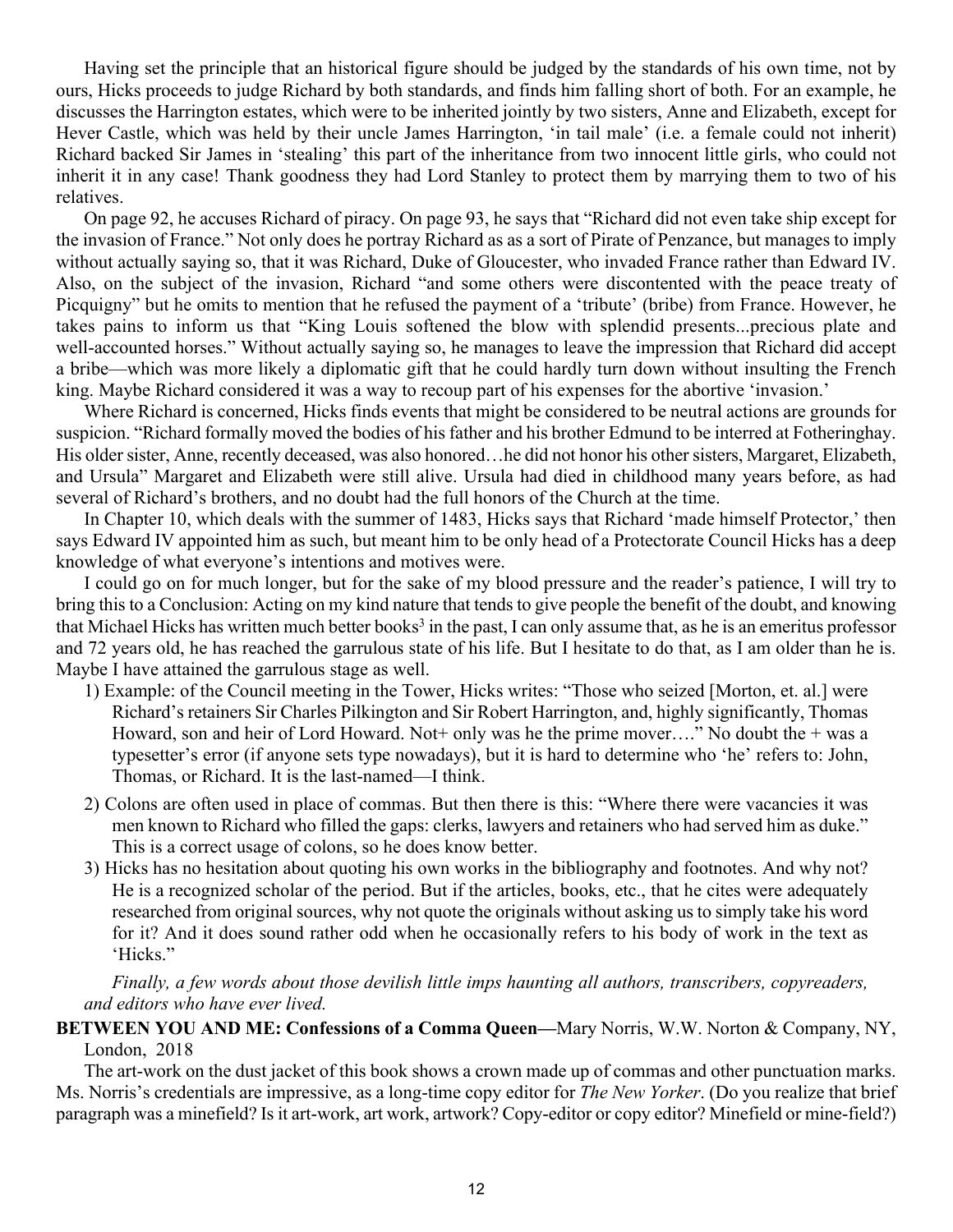Having set the principle that an historical figure should be judged by the standards of his own time, not by ours, Hicks proceeds to judge Richard by both standards, and finds him falling short of both. For an example, he discusses the Harrington estates, which were to be inherited jointly by two sisters, Anne and Elizabeth, except for Hever Castle, which was held by their uncle James Harrington, 'in tail male' (i.e. a female could not inherit) Richard backed Sir James in 'stealing' this part of the inheritance from two innocent little girls, who could not inherit it in any case! Thank goodness they had Lord Stanley to protect them by marrying them to two of his relatives.

On page 92, he accuses Richard of piracy. On page 93, he says that "Richard did not even take ship except for the invasion of France." Not only does he portray Richard as as a sort of Pirate of Penzance, but manages to imply without actually saying so, that it was Richard, Duke of Gloucester, who invaded France rather than Edward IV. Also, on the subject of the invasion, Richard "and some others were discontented with the peace treaty of Picquigny" but he omits to mention that he refused the payment of a 'tribute' (bribe) from France. However, he takes pains to inform us that "King Louis softened the blow with splendid presents...precious plate and well-accounted horses." Without actually saying so, he manages to leave the impression that Richard did accept a bribe—which was more likely a diplomatic gift that he could hardly turn down without insulting the French king. Maybe Richard considered it was a way to recoup part of his expenses for the abortive 'invasion.'

Where Richard is concerned, Hicks finds events that might be considered to be neutral actions are grounds for suspicion. "Richard formally moved the bodies of his father and his brother Edmund to be interred at Fotheringhay. His older sister, Anne, recently deceased, was also honored…he did not honor his other sisters, Margaret, Elizabeth, and Ursula" Margaret and Elizabeth were still alive. Ursula had died in childhood many years before, as had several of Richard's brothers, and no doubt had the full honors of the Church at the time.

In Chapter 10, which deals with the summer of 1483, Hicks says that Richard 'made himself Protector,' then says Edward IV appointed him as such, but meant him to be only head of a Protectorate Council Hicks has a deep knowledge of what everyone's intentions and motives were.

I could go on for much longer, but for the sake of my blood pressure and the reader's patience, I will try to bring this to a Conclusion: Acting on my kind nature that tends to give people the benefit of the doubt, and knowing that Michael Hicks has written much better books[3] in the past, I can only assume that, as he is an emeritus professor and 72 years old, he has reached the garrulous state of his life. But I hesitate to do that, as I am older than he is. Maybe I have attained the garrulous stage as well.

1) Example: of the Council meeting in the Tower, Hicks writes: "Those who seized [Morton, et. al.] were Richard's retainers Sir Charles Pilkington and Sir Robert Harrington, and, highly significantly, Thomas Howard, son and heir of Lord Howard. Not+ only was he the prime mover…." No doubt the + was a typesetter's error (if anyone sets type nowadays), but it is hard to determine who 'he' refers to: John, Thomas, or Richard. It is the last-named—I think.

2) Colons are often used in place of commas. But then there is this: "Where there were vacancies it was men known to Richard who filled the gaps: clerks, lawyers and retainers who had served him as duke." This is a correct usage of colons, so he does know better.

3) Hicks has no hesitation about quoting his own works in the bibliography and footnotes. And why not? He is a recognized scholar of the period. But if the articles, books, etc., that he cites were adequately researched from original sources, why not quote the originals without asking us to simply take his word for it? And it does sound rather odd when he occasionally refers to his body of work in the text as 'Hicks.'

*Finally, a few words about those devilish little imps haunting all authors, transcribers, copyreaders, and editors who have ever lived.*

**BETWEEN YOU AND ME: Confessions of a Comma Queen—**Mary Norris, W.W. Norton & Company, NY, London, 2018

The art-work on the dust jacket of this book shows a crown made up of commas and other punctuation marks. Ms. Norris's credentials are impressive, as a long-time copy editor for *The New Yorker*. (Do you realize that brief paragraph was a minefield? Is it art-work, art work, artwork? Copy-editor or copy editor? Minefield or mine-field?)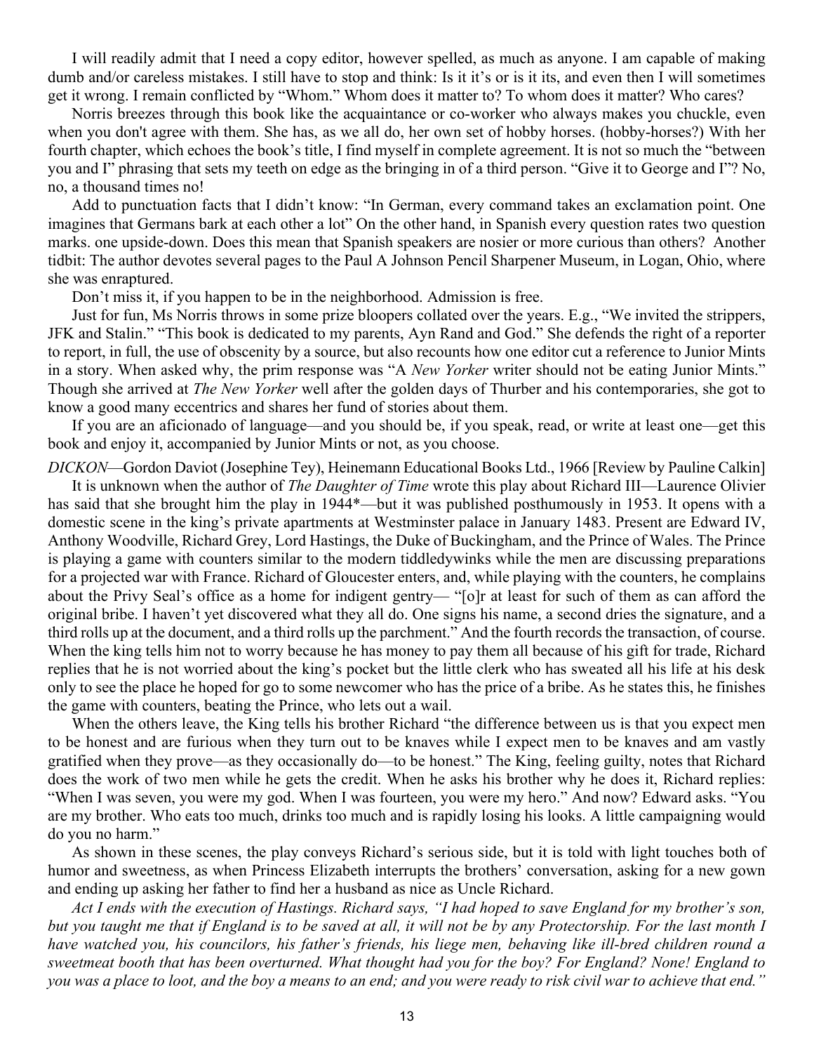I will readily admit that I need a copy editor, however spelled, as much as anyone. I am capable of making dumb and/or careless mistakes. I still have to stop and think: Is it it's or is it its, and even then I will sometimes get it wrong. I remain conflicted by "Whom." Whom does it matter to? To whom does it matter? Who cares?

Norris breezes through this book like the acquaintance or co-worker who always makes you chuckle, even when you don't agree with them. She has, as we all do, her own set of hobby horses. (hobby-horses?) With her fourth chapter, which echoes the book's title, I find myself in complete agreement. It is not so much the "between you and I" phrasing that sets my teeth on edge as the bringing in of a third person. "Give it to George and I"? No, no, a thousand times no!

Add to punctuation facts that I didn't know: "In German, every command takes an exclamation point. One imagines that Germans bark at each other a lot" On the other hand, in Spanish every question rates two question marks. one upside-down. Does this mean that Spanish speakers are nosier or more curious than others? Another tidbit: The author devotes several pages to the Paul A Johnson Pencil Sharpener Museum, in Logan, Ohio, where she was enraptured.

Don't miss it, if you happen to be in the neighborhood. Admission is free.

Just for fun, Ms Norris throws in some prize bloopers collated over the years. E.g., "We invited the strippers, JFK and Stalin." "This book is dedicated to my parents, Ayn Rand and God." She defends the right of a reporter to report, in full, the use of obscenity by a source, but also recounts how one editor cut a reference to Junior Mints in a story. When asked why, the prim response was "A *New Yorker* writer should not be eating Junior Mints." Though she arrived at *The New Yorker* well after the golden days of Thurber and his contemporaries, she got to know a good many eccentrics and shares her fund of stories about them.

If you are an aficionado of language—and you should be, if you speak, read, or write at least one—get this book and enjoy it, accompanied by Junior Mints or not, as you choose.

*DICKON*—Gordon Daviot (Josephine Tey), Heinemann Educational Books Ltd., 1966 [Review by Pauline Calkin]

It is unknown when the author of *The Daughter of Time* wrote this play about Richard III—Laurence Olivier has said that she brought him the play in 1944*—but it was published posthumously in 1953. It opens with a domestic scene in the king's private apartments at Westminster palace in January 1483. Present are Edward IV, Anthony Woodville, Richard Grey, Lord Hastings, the Duke of Buckingham, and the Prince of Wales. The Prince is playing a game with counters similar to the modern tiddledywinks while the men are discussing preparations for a projected war with France. Richard of Gloucester enters, and, while playing with the counters, he complains about the Privy Seal's office as a home for indigent gentry— "[o]r at least for such of them as can afford the original bribe. I haven't yet discovered what they all do. One signs his name, a second dries the signature, and a third rolls up at the document, and a third rolls up the parchment." And the fourth records the transaction, of course. When the king tells him not to worry because he has money to pay them all because of his gift for trade, Richard replies that he is not worried about the king's pocket but the little clerk who has sweated all his life at his desk only to see the place he hoped for go to some newcomer who has the price of a bribe. As he states this, he finishes the game with counters, beating the Prince, who lets out a wail.

When the others leave, the King tells his brother Richard "the difference between us is that you expect men to be honest and are furious when they turn out to be knaves while I expect men to be knaves and am vastly gratified when they prove—as they occasionally do—to be honest." The King, feeling guilty, notes that Richard does the work of two men while he gets the credit. When he asks his brother why he does it, Richard replies: "When I was seven, you were my god. When I was fourteen, you were my hero." And now? Edward asks. "You are my brother. Who eats too much, drinks too much and is rapidly losing his looks. A little campaigning would do you no harm."

As shown in these scenes, the play conveys Richard's serious side, but it is told with light touches both of humor and sweetness, as when Princess Elizabeth interrupts the brothers' conversation, asking for a new gown and ending up asking her father to find her a husband as nice as Uncle Richard.

*Act I ends with the execution of Hastings. Richard says, "I had hoped to save England for my brother's son, but you taught me that if England is to be saved at all, it will not be by any Protectorship. For the last month I have watched you, his councilors, his father's friends, his liege men, behaving like ill-bred children round a sweetmeat booth that has been overturned. What thought had you for the boy? For England? None! England to you was a place to loot, and the boy a means to an end; and you were ready to risk civil war to achieve that end."*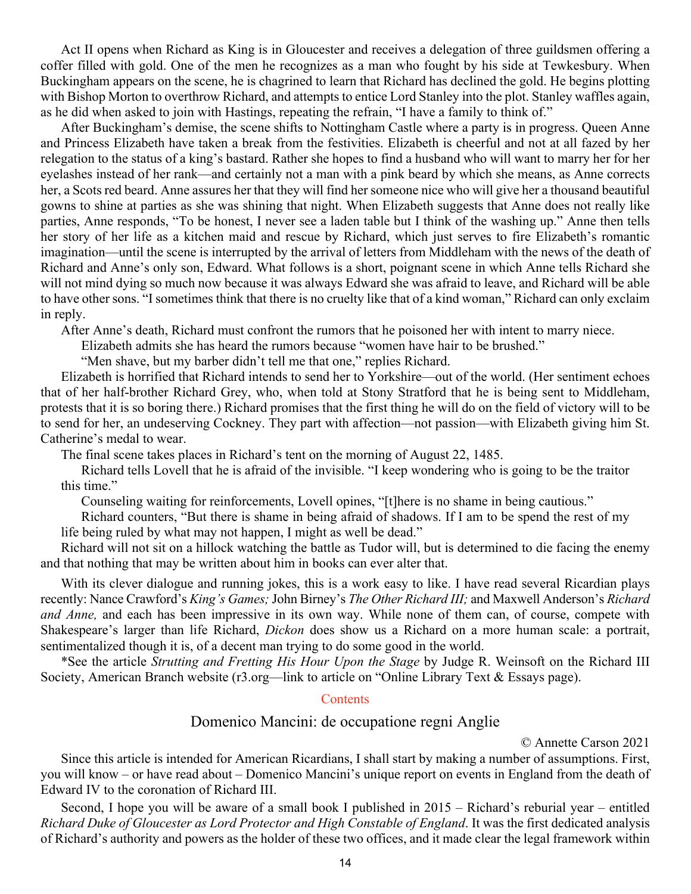Act II opens when Richard as King is in Gloucester and receives a delegation of three guildsmen offering a coffer filled with gold. One of the men he recognizes as a man who fought by his side at Tewkesbury. When Buckingham appears on the scene, he is chagrined to learn that Richard has declined the gold. He begins plotting with Bishop Morton to overthrow Richard, and attempts to entice Lord Stanley into the plot. Stanley waffles again, as he did when asked to join with Hastings, repeating the refrain, "I have a family to think of."

After Buckingham's demise, the scene shifts to Nottingham Castle where a party is in progress. Queen Anne and Princess Elizabeth have taken a break from the festivities. Elizabeth is cheerful and not at all fazed by her relegation to the status of a king's bastard. Rather she hopes to find a husband who will want to marry her for her eyelashes instead of her rank—and certainly not a man with a pink beard by which she means, as Anne corrects her, a Scots red beard. Anne assures her that they will find her someone nice who will give her a thousand beautiful gowns to shine at parties as she was shining that night. When Elizabeth suggests that Anne does not really like parties, Anne responds, "To be honest, I never see a laden table but I think of the washing up." Anne then tells her story of her life as a kitchen maid and rescue by Richard, which just serves to fire Elizabeth's romantic imagination—until the scene is interrupted by the arrival of letters from Middleham with the news of the death of Richard and Anne's only son, Edward. What follows is a short, poignant scene in which Anne tells Richard she will not mind dying so much now because it was always Edward she was afraid to leave, and Richard will be able to have other sons. "I sometimes think that there is no cruelty like that of a kind woman," Richard can only exclaim in reply.

After Anne's death, Richard must confront the rumors that he poisoned her with intent to marry niece.

Elizabeth admits she has heard the rumors because "women have hair to be brushed."

"Men shave, but my barber didn't tell me that one," replies Richard.

Elizabeth is horrified that Richard intends to send her to Yorkshire—out of the world. (Her sentiment echoes that of her half-brother Richard Grey, who, when told at Stony Stratford that he is being sent to Middleham, protests that it is so boring there.) Richard promises that the first thing he will do on the field of victory will to be to send for her, an undeserving Cockney. They part with affection—not passion—with Elizabeth giving him St. Catherine's medal to wear.

The final scene takes places in Richard's tent on the morning of August 22, 1485.

Richard tells Lovell that he is afraid of the invisible. "I keep wondering who is going to be the traitor this time."

Counseling waiting for reinforcements, Lovell opines, "[t]here is no shame in being cautious."

Richard counters, "But there is shame in being afraid of shadows. If I am to be spend the rest of my life being ruled by what may not happen, I might as well be dead."

Richard will not sit on a hillock watching the battle as Tudor will, but is determined to die facing the enemy and that nothing that may be written about him in books can ever alter that.

With its clever dialogue and running jokes, this is a work easy to like. I have read several Ricardian plays recently: Nance Crawford's *King's Games;* John Birney's *The Other Richard III;* and Maxwell Anderson's *Richard and Anne,* and each has been impressive in its own way. While none of them can, of course, compete with Shakespeare's larger than life Richard, *Dickon* does show us a Richard on a more human scale: a portrait, sentimentalized though it is, of a decent man trying to do some good in the world.

*See the article *Strutting and Fretting His Hour Upon the Stage* by Judge R. Weinsoft on the Richard III Society, American Branch website (r3.org—link to article on "Online Library Text & Essays page).

Contents

## Domenico Mancini: de occupatione regni Anglie

© Annette Carson 2021

Since this article is intended for American Ricardians, I shall start by making a number of assumptions. First, you will know – or have read about – Domenico Mancini's unique report on events in England from the death of Edward IV to the coronation of Richard III.

Second, I hope you will be aware of a small book I published in 2015 – Richard's reburial year – entitled *Richard Duke of Gloucester as Lord Protector and High Constable of England*. It was the first dedicated analysis of Richard's authority and powers as the holder of these two offices, and it made clear the legal framework within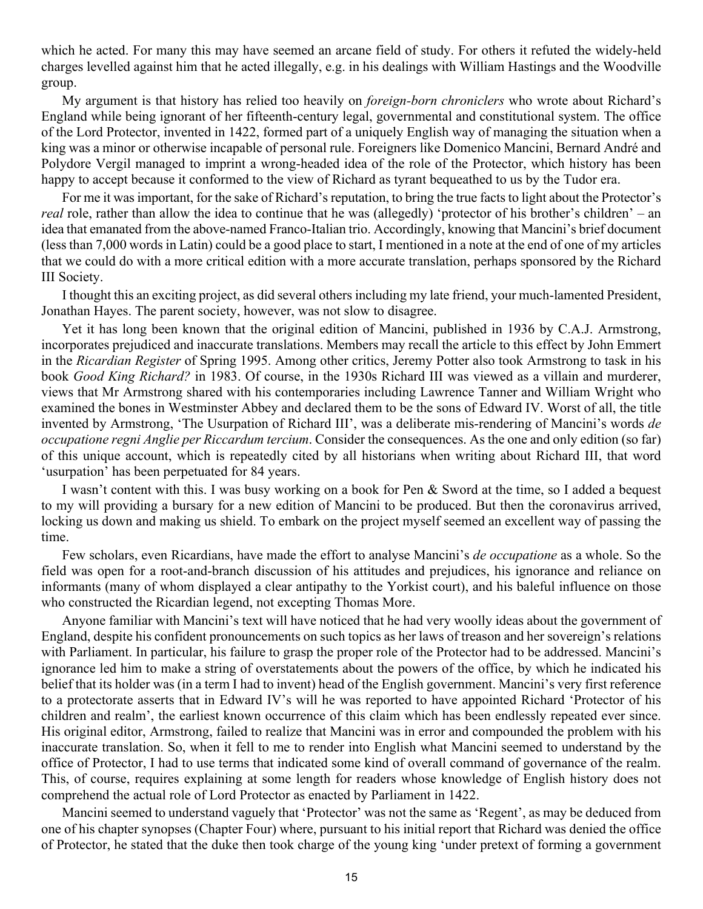which he acted. For many this may have seemed an arcane field of study. For others it refuted the widely-held charges levelled against him that he acted illegally, e.g. in his dealings with William Hastings and the Woodville group.

My argument is that history has relied too heavily on *foreign-born chroniclers* who wrote about Richard's England while being ignorant of her fifteenth-century legal, governmental and constitutional system. The office of the Lord Protector, invented in 1422, formed part of a uniquely English way of managing the situation when a king was a minor or otherwise incapable of personal rule. Foreigners like Domenico Mancini, Bernard André and Polydore Vergil managed to imprint a wrong-headed idea of the role of the Protector, which history has been happy to accept because it conformed to the view of Richard as tyrant bequeathed to us by the Tudor era.

For me it was important, for the sake of Richard's reputation, to bring the true facts to light about the Protector's *real* role, rather than allow the idea to continue that he was (allegedly) 'protector of his brother's children' – an idea that emanated from the above-named Franco-Italian trio. Accordingly, knowing that Mancini's brief document (less than 7,000 words in Latin) could be a good place to start, I mentioned in a note at the end of one of my articles that we could do with a more critical edition with a more accurate translation, perhaps sponsored by the Richard III Society.

I thought this an exciting project, as did several others including my late friend, your much-lamented President, Jonathan Hayes. The parent society, however, was not slow to disagree.

Yet it has long been known that the original edition of Mancini, published in 1936 by C.A.J. Armstrong, incorporates prejudiced and inaccurate translations. Members may recall the article to this effect by John Emmert in the *Ricardian Register* of Spring 1995. Among other critics, Jeremy Potter also took Armstrong to task in his book *Good King Richard?* in 1983. Of course, in the 1930s Richard III was viewed as a villain and murderer, views that Mr Armstrong shared with his contemporaries including Lawrence Tanner and William Wright who examined the bones in Westminster Abbey and declared them to be the sons of Edward IV. Worst of all, the title invented by Armstrong, 'The Usurpation of Richard III', was a deliberate mis-rendering of Mancini's words *de occupatione regni Anglie per Riccardum tercium*. Consider the consequences. As the one and only edition (so far) of this unique account, which is repeatedly cited by all historians when writing about Richard III, that word 'usurpation' has been perpetuated for 84 years.

I wasn't content with this. I was busy working on a book for Pen & Sword at the time, so I added a bequest to my will providing a bursary for a new edition of Mancini to be produced. But then the coronavirus arrived, locking us down and making us shield. To embark on the project myself seemed an excellent way of passing the time.

Few scholars, even Ricardians, have made the effort to analyse Mancini's *de occupatione* as a whole. So the field was open for a root-and-branch discussion of his attitudes and prejudices, his ignorance and reliance on informants (many of whom displayed a clear antipathy to the Yorkist court), and his baleful influence on those who constructed the Ricardian legend, not excepting Thomas More.

Anyone familiar with Mancini's text will have noticed that he had very woolly ideas about the government of England, despite his confident pronouncements on such topics as her laws of treason and her sovereign's relations with Parliament. In particular, his failure to grasp the proper role of the Protector had to be addressed. Mancini's ignorance led him to make a string of overstatements about the powers of the office, by which he indicated his belief that its holder was (in a term I had to invent) head of the English government. Mancini's very first reference to a protectorate asserts that in Edward IV's will he was reported to have appointed Richard 'Protector of his children and realm', the earliest known occurrence of this claim which has been endlessly repeated ever since. His original editor, Armstrong, failed to realize that Mancini was in error and compounded the problem with his inaccurate translation. So, when it fell to me to render into English what Mancini seemed to understand by the office of Protector, I had to use terms that indicated some kind of overall command of governance of the realm. This, of course, requires explaining at some length for readers whose knowledge of English history does not comprehend the actual role of Lord Protector as enacted by Parliament in 1422.

Mancini seemed to understand vaguely that 'Protector' was not the same as 'Regent', as may be deduced from one of his chapter synopses (Chapter Four) where, pursuant to his initial report that Richard was denied the office of Protector, he stated that the duke then took charge of the young king 'under pretext of forming a government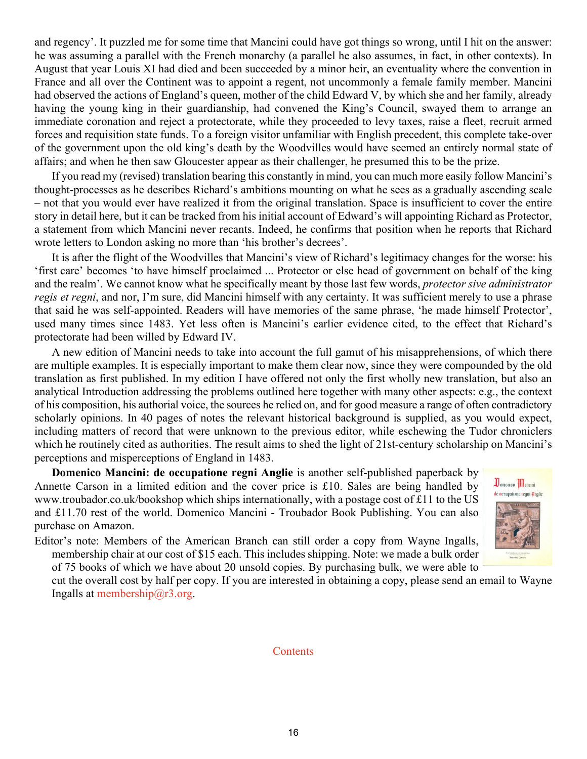and regency'. It puzzled me for some time that Mancini could have got things so wrong, until I hit on the answer: he was assuming a parallel with the French monarchy (a parallel he also assumes, in fact, in other contexts). In August that year Louis XI had died and been succeeded by a minor heir, an eventuality where the convention in France and all over the Continent was to appoint a regent, not uncommonly a female family member. Mancini had observed the actions of England's queen, mother of the child Edward V, by which she and her family, already having the young king in their guardianship, had convened the King's Council, swayed them to arrange an immediate coronation and reject a protectorate, while they proceeded to levy taxes, raise a fleet, recruit armed forces and requisition state funds. To a foreign visitor unfamiliar with English precedent, this complete take-over of the government upon the old king's death by the Woodvilles would have seemed an entirely normal state of affairs; and when he then saw Gloucester appear as their challenger, he presumed this to be the prize.

If you read my (revised) translation bearing this constantly in mind, you can much more easily follow Mancini's thought-processes as he describes Richard's ambitions mounting on what he sees as a gradually ascending scale – not that you would ever have realized it from the original translation. Space is insufficient to cover the entire story in detail here, but it can be tracked from his initial account of Edward's will appointing Richard as Protector, a statement from which Mancini never recants. Indeed, he confirms that position when he reports that Richard wrote letters to London asking no more than 'his brother's decrees'.

It is after the flight of the Woodvilles that Mancini's view of Richard's legitimacy changes for the worse: his 'first care' becomes 'to have himself proclaimed ... Protector or else head of government on behalf of the king and the realm'. We cannot know what he specifically meant by those last few words, *protector sive administrator regis et regni*, and nor, I'm sure, did Mancini himself with any certainty. It was sufficient merely to use a phrase that said he was self-appointed. Readers will have memories of the same phrase, 'he made himself Protector', used many times since 1483. Yet less often is Mancini's earlier evidence cited, to the effect that Richard's protectorate had been willed by Edward IV.

A new edition of Mancini needs to take into account the full gamut of his misapprehensions, of which there are multiple examples. It is especially important to make them clear now, since they were compounded by the old translation as first published. In my edition I have offered not only the first wholly new translation, but also an analytical Introduction addressing the problems outlined here together with many other aspects: e.g., the context of his composition, his authorial voice, the sources he relied on, and for good measure a range of often contradictory scholarly opinions. In 40 pages of notes the relevant historical background is supplied, as you would expect, including matters of record that were unknown to the previous editor, while eschewing the Tudor chroniclers which he routinely cited as authorities. The result aims to shed the light of 21st-century scholarship on Mancini's perceptions and misperceptions of England in 1483.

**Domenico Mancini: de occupatione regni Anglie** is another self-published paperback by Annette Carson in a limited edition and the cover price is £10. Sales are being handled by www.troubador.co.uk/bookshop which ships internationally, with a postage cost of £11 to the US and £11.70 rest of the world. Domenico Mancini - Troubador Book Publishing. You can also purchase on Amazon.

Editor's note: Members of the American Branch can still order a copy from Wayne Ingalls, membership chair at our cost of $15 each. This includes shipping. Note: we made a bulk order of 75 books of which we have about 20 unsold copies. By purchasing bulk, we were able to cut the overall cost by half per copy. If you are interested in obtaining a copy, please send an email to Wayne Ingalls at membership@r3.org.

Contents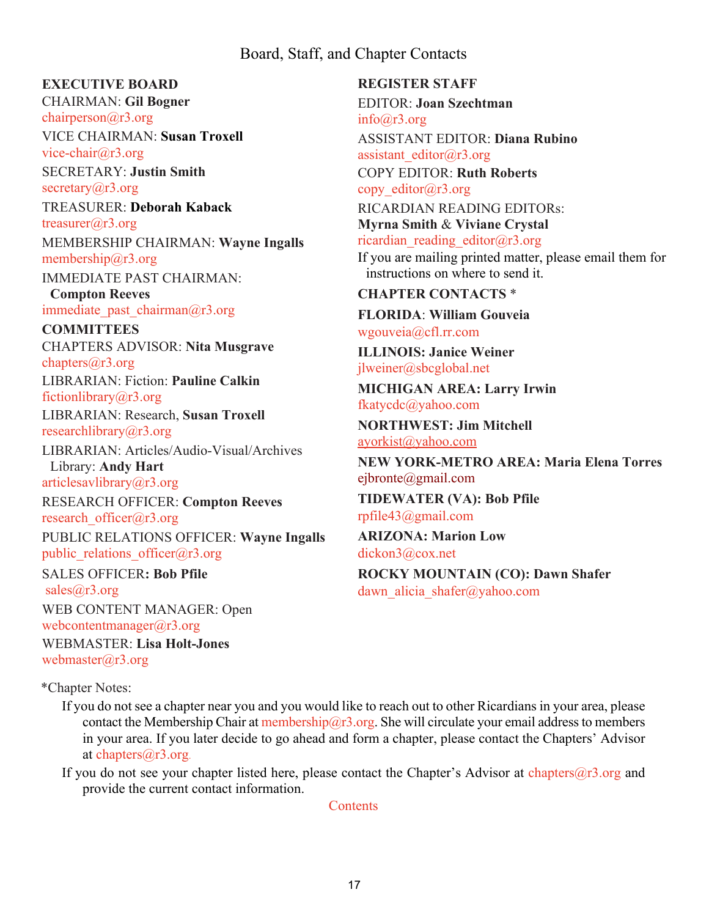# Board, Staff, and Chapter Contacts

## EXECUTIVE BOARD

CHAIRMAN: **Gil Bogner**
chairperson@r3.org

VICE CHAIRMAN: **Susan Troxell**
vice-chair@r3.org

SECRETARY: **Justin Smith**
secretary@r3.org

TREASURER: **Deborah Kaback**
treasurer@r3.org

MEMBERSHIP CHAIRMAN: **Wayne Ingalls**
membership@r3.org

IMMEDIATE PAST CHAIRMAN: **Compton Reeves**
immediate_past_chairman@r3.org

## COMMITTEES

CHAPTERS ADVISOR: **Nita Musgrave**
chapters@r3.org

LIBRARIAN: Fiction: **Pauline Calkin**
fictionlibrary@r3.org

LIBRARIAN: Research, **Susan Troxell**
researchlibrary@r3.org

LIBRARIAN: Articles/Audio-Visual/Archives Library: **Andy Hart**
articlesavlibrary@r3.org

RESEARCH OFFICER: **Compton Reeves**
research_officer@r3.org

PUBLIC RELATIONS OFFICER: **Wayne Ingalls**
public_relations_officer@r3.org

SALES OFFICER**: Bob Pfile**
sales@r3.org

WEB CONTENT MANAGER: Open
webcontentmanager@r3.org

WEBMASTER: **Lisa Holt-Jones**
webmaster@r3.org

## REGISTER STAFF

EDITOR: **Joan Szechtman**
info@r3.org

ASSISTANT EDITOR: **Diana Rubino**
assistant_editor@r3.org

COPY EDITOR: **Ruth Roberts**
copy_editor@r3.org

RICARDIAN READING EDITORs:
**Myrna Smith** & **Viviane Crystal**
ricardian_reading_editor@r3.org

If you are mailing printed matter, please email them for instructions on where to send it.

## CHAPTER CONTACTS *

**FLORIDA**: **William Gouveia**
wgouveia@cfl.rr.com

**ILLINOIS: Janice Weiner**
jlweiner@sbcglobal.net

**MICHIGAN AREA: Larry Irwin**
fkatycdc@yahoo.com

**NORTHWEST: Jim Mitchell**
ayorkist@yahoo.com

**NEW YORK-METRO AREA: Maria Elena Torres**
ejbronte@gmail.com

**TIDEWATER (VA): Bob Pfile**
rpfile43@gmail.com

**ARIZONA: Marion Low**
dickon3@cox.net

**ROCKY MOUNTAIN (CO): Dawn Shafer**
dawn_alicia_shafer@yahoo.com

*Chapter Notes:

If you do not see a chapter near you and you would like to reach out to other Ricardians in your area, please contact the Membership Chair at membership@r3.org. She will circulate your email address to members in your area. If you later decide to go ahead and form a chapter, please contact the Chapters' Advisor at chapters@r3.org.

If you do not see your chapter listed here, please contact the Chapter's Advisor at chapters@r3.org and provide the current contact information.

Contents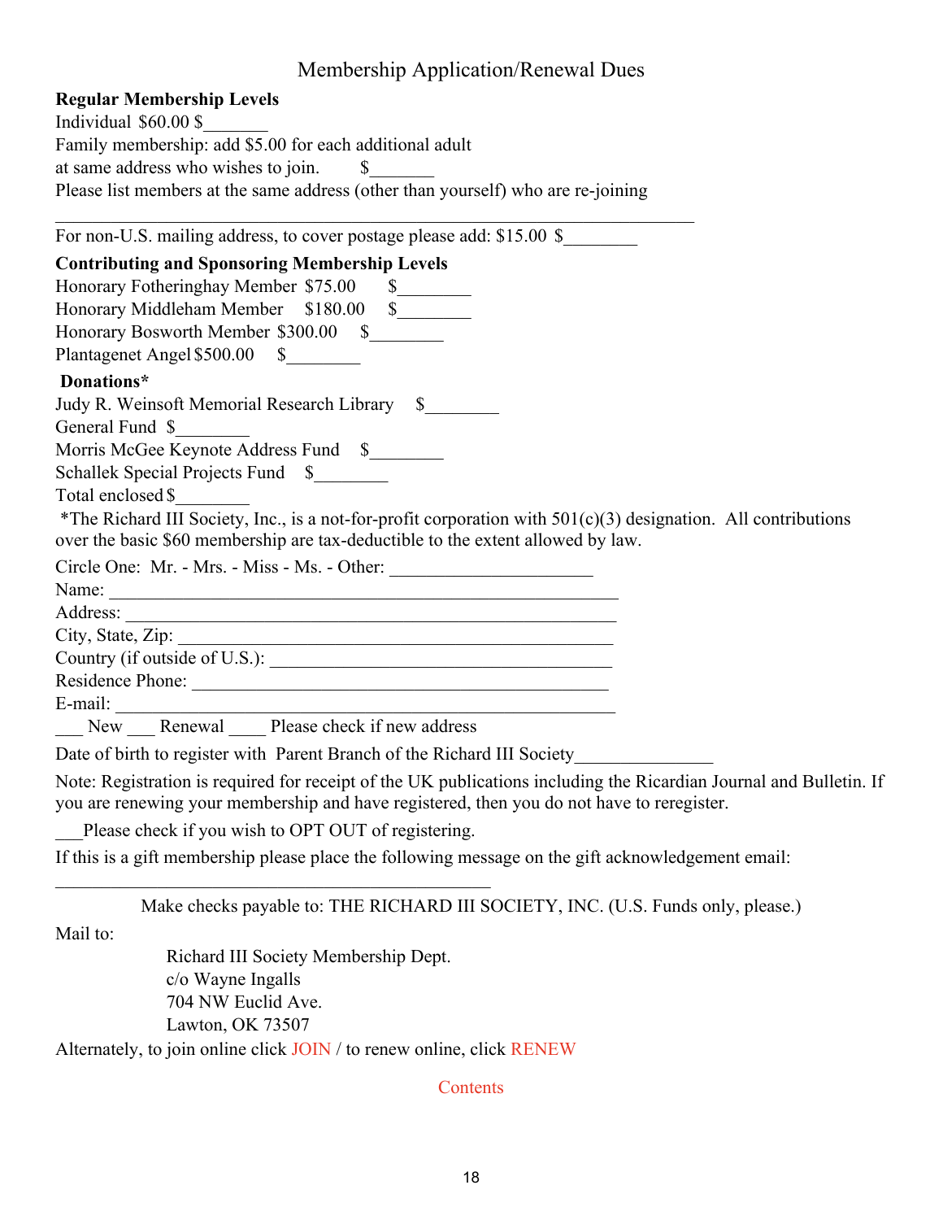## Membership Application/Renewal Dues

**Regular Membership Levels**

Individual $60.00 $_______

Family membership: add $5.00 for each additional adult at same address who wishes to join. $_______

Please list members at the same address (other than yourself) who are re-joining

_______________________________________________________________________

For non-U.S. mailing address, to cover postage please add: $15.00 $________

**Contributing and Sponsoring Membership Levels**

Honorary Fotheringhay Member $75.00 $________

Honorary Middleham Member $180.00 $________

Honorary Bosworth Member $300.00 $________

Plantagenet Angel $500.00 $________

**Donations***

Judy R. Weinsoft Memorial Research Library $________

General Fund $________

Morris McGee Keynote Address Fund $________

Schallek Special Projects Fund $________

Total enclosed $________

*The Richard III Society, Inc., is a not-for-profit corporation with 501(c)(3) designation. All contributions over the basic $60 membership are tax-deductible to the extent allowed by law.

Circle One: Mr. - Mrs. - Miss - Ms. - Other: ______________________

Name: ________________________________________________________

Address: ______________________________________________________

City, State, Zip: _______________________________________________

Country (if outside of U.S.): _____________________________________

Residence Phone: ______________________________________________

E-mail: _______________________________________________________

___ New ___ Renewal ____ Please check if new address

Date of birth to register with Parent Branch of the Richard III Society_______________

Note: Registration is required for receipt of the UK publications including the Ricardian Journal and Bulletin. If you are renewing your membership and have registered, then you do not have to reregister.

___Please check if you wish to OPT OUT of registering.

If this is a gift membership please place the following message on the gift acknowledgement email:

________________________________________________

Make checks payable to: THE RICHARD III SOCIETY, INC. (U.S. Funds only, please.)

Mail to:

Richard III Society Membership Dept.
c/o Wayne Ingalls
704 NW Euclid Ave.
Lawton, OK 73507

Alternately, to join online click JOIN / to renew online, click RENEW

Contents